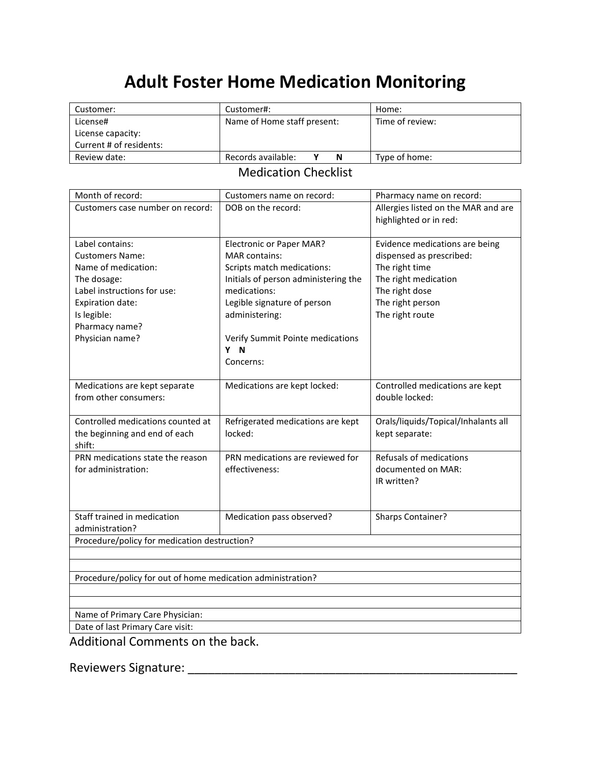# Adult Foster Home Medication Monitoring

| Customer: | Customer#: | Home: |
|---|---|---|
| License#<br>License capacity:<br>Current # of residents: | Name of Home staff present: | Time of review: |
| Review date: | Records available: **Y N** | Type of home: |

Medication Checklist

| Month of record: | Customers name on record: | Pharmacy name on record: |
|---|---|---|
| Customers case number on record: | DOB on the record: | Allergies listed on the MAR and are highlighted or in red: |
| Label contains:<br>Customers Name:<br>Name of medication:<br>The dosage:<br>Label instructions for use:<br>Expiration date:<br>Is legible:<br>Pharmacy name?<br>Physician name? | Electronic or Paper MAR?<br>MAR contains:<br>Scripts match medications:<br>Initials of person administering the medications:<br>Legible signature of person administering:<br><br>Verify Summit Pointe medications<br>**Y N**<br>Concerns: | Evidence medications are being dispensed as prescribed:<br>The right time<br>The right medication<br>The right dose<br>The right person<br>The right route |
| Medications are kept separate from other consumers: | Medications are kept locked: | Controlled medications are kept double locked: |
| Controlled medications counted at the beginning and end of each shift: | Refrigerated medications are kept locked: | Orals/liquids/Topical/Inhalants all kept separate: |
| PRN medications state the reason for administration: | PRN medications are reviewed for effectiveness: | Refusals of medications documented on MAR:<br>IR written? |
| Staff trained in medication administration? | Medication pass observed? | Sharps Container? |
| Procedure/policy for medication destruction? | | |
| | | |
| | | |
| Procedure/policy for out of home medication administration? | | |
| | | |
| | | |
| Name of Primary Care Physician: | | |
| Date of last Primary Care visit: | | |

Additional Comments on the back.

Reviewers Signature: ____________________________________________________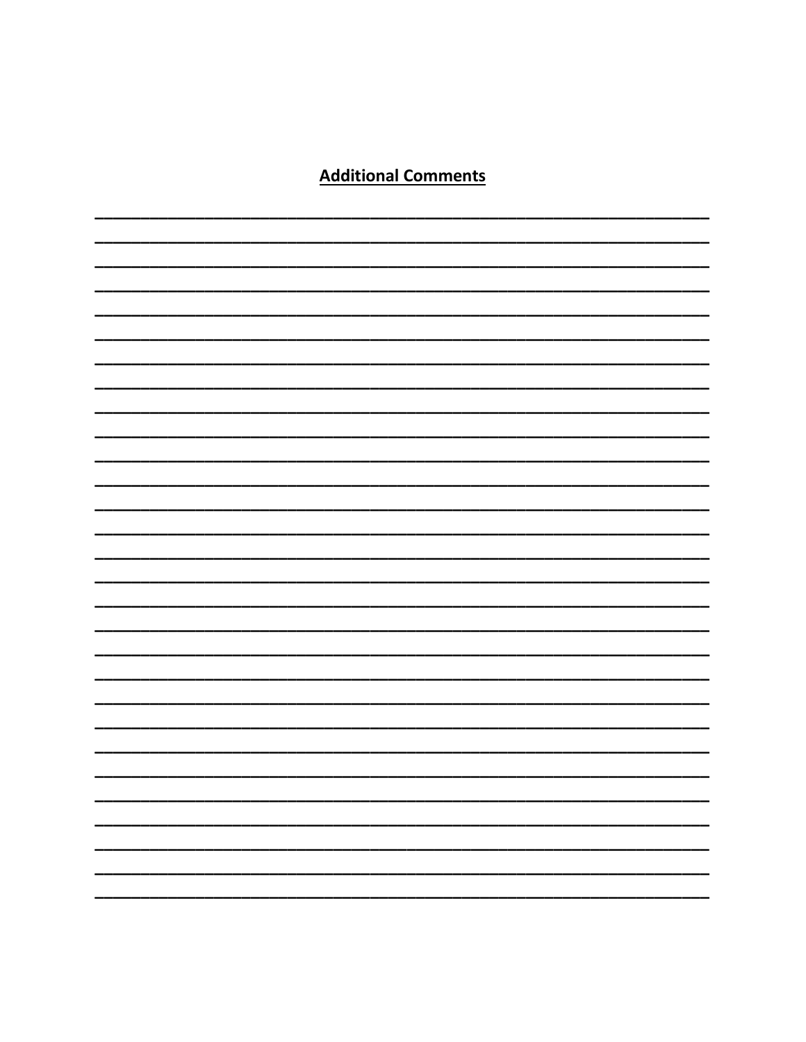**Additional Comments**

_____________________________________________________________________________

_____________________________________________________________________________

_____________________________________________________________________________

_____________________________________________________________________________

_____________________________________________________________________________

_____________________________________________________________________________

_____________________________________________________________________________

_____________________________________________________________________________

_____________________________________________________________________________

_____________________________________________________________________________

_____________________________________________________________________________

_____________________________________________________________________________

_____________________________________________________________________________

_____________________________________________________________________________

_____________________________________________________________________________

_____________________________________________________________________________

_____________________________________________________________________________

_____________________________________________________________________________

_____________________________________________________________________________

_____________________________________________________________________________

_____________________________________________________________________________

_____________________________________________________________________________

_____________________________________________________________________________

_____________________________________________________________________________

_____________________________________________________________________________

_____________________________________________________________________________

_____________________________________________________________________________

_____________________________________________________________________________

_____________________________________________________________________________